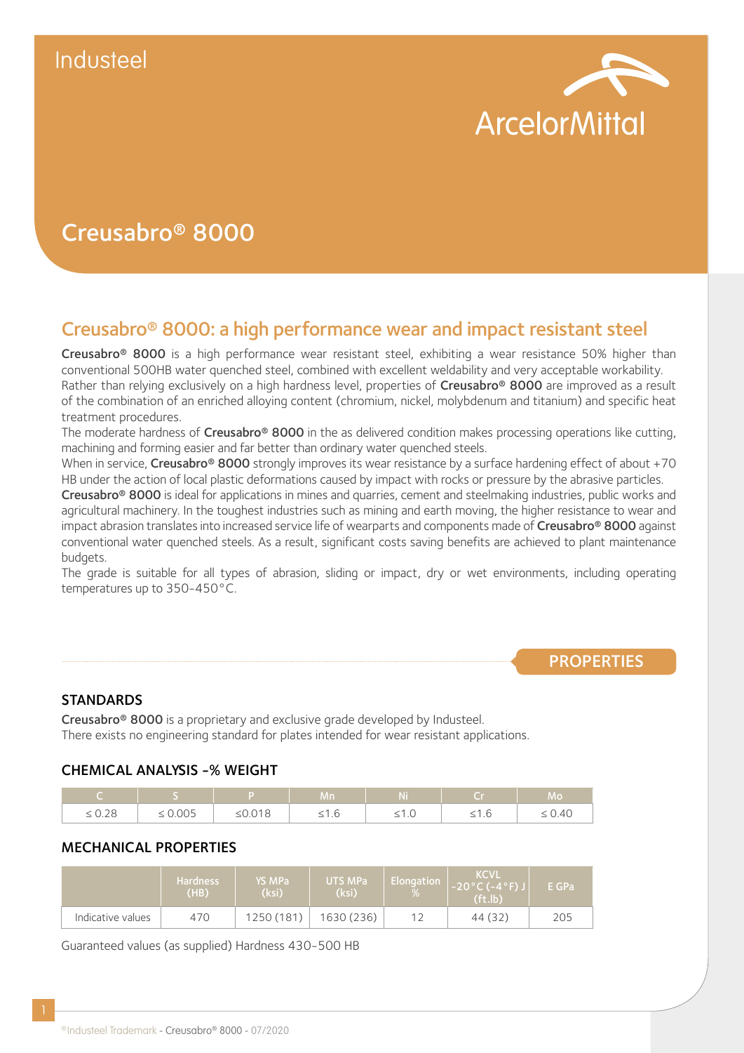Industeel

ArcelorMittal

# Creusabro® 8000

## Creusabro® 8000: a high performance wear and impact resistant steel

**Creusabro® 8000** is a high performance wear resistant steel, exhibiting a wear resistance 50% higher than conventional 500HB water quenched steel, combined with excellent weldability and very acceptable workability.
Rather than relying exclusively on a high hardness level, properties of **Creusabro® 8000** are improved as a result of the combination of an enriched alloying content (chromium, nickel, molybdenum and titanium) and specific heat treatment procedures.
The moderate hardness of **Creusabro® 8000** in the as delivered condition makes processing operations like cutting, machining and forming easier and far better than ordinary water quenched steels.
When in service, **Creusabro® 8000** strongly improves its wear resistance by a surface hardening effect of about +70 HB under the action of local plastic deformations caused by impact with rocks or pressure by the abrasive particles.
**Creusabro® 8000** is ideal for applications in mines and quarries, cement and steelmaking industries, public works and agricultural machinery. In the toughest industries such as mining and earth moving, the higher resistance to wear and impact abrasion translates into increased service life of wearparts and components made of **Creusabro® 8000** against conventional water quenched steels. As a result, significant costs saving benefits are achieved to plant maintenance budgets.
The grade is suitable for all types of abrasion, sliding or impact, dry or wet environments, including operating temperatures up to 350-450°C.

## PROPERTIES

### STANDARDS

**Creusabro® 8000** is a proprietary and exclusive grade developed by Industeel.
There exists no engineering standard for plates intended for wear resistant applications.

### CHEMICAL ANALYSIS -% WEIGHT

| C | S | P | Mn | Ni | Cr | Mo |
|---|---|---|---|---|---|---|
| ≤ 0.28 | ≤ 0.005 | ≤0.018 | ≤1.6 | ≤1.0 | ≤1.6 | ≤ 0.40 |

### MECHANICAL PROPERTIES

| | Hardness (HB) | YS MPa (ksi) | UTS MPa (ksi) | Elongation % | KCVL -20°C (-4°F) J (ft.lb) | E GPa |
|---|---|---|---|---|---|---|
| Indicative values | 470 | 1250 (181) | 1630 (236) | 12 | 44 (32) | 205 |

Guaranteed values (as supplied) Hardness 430-500 HB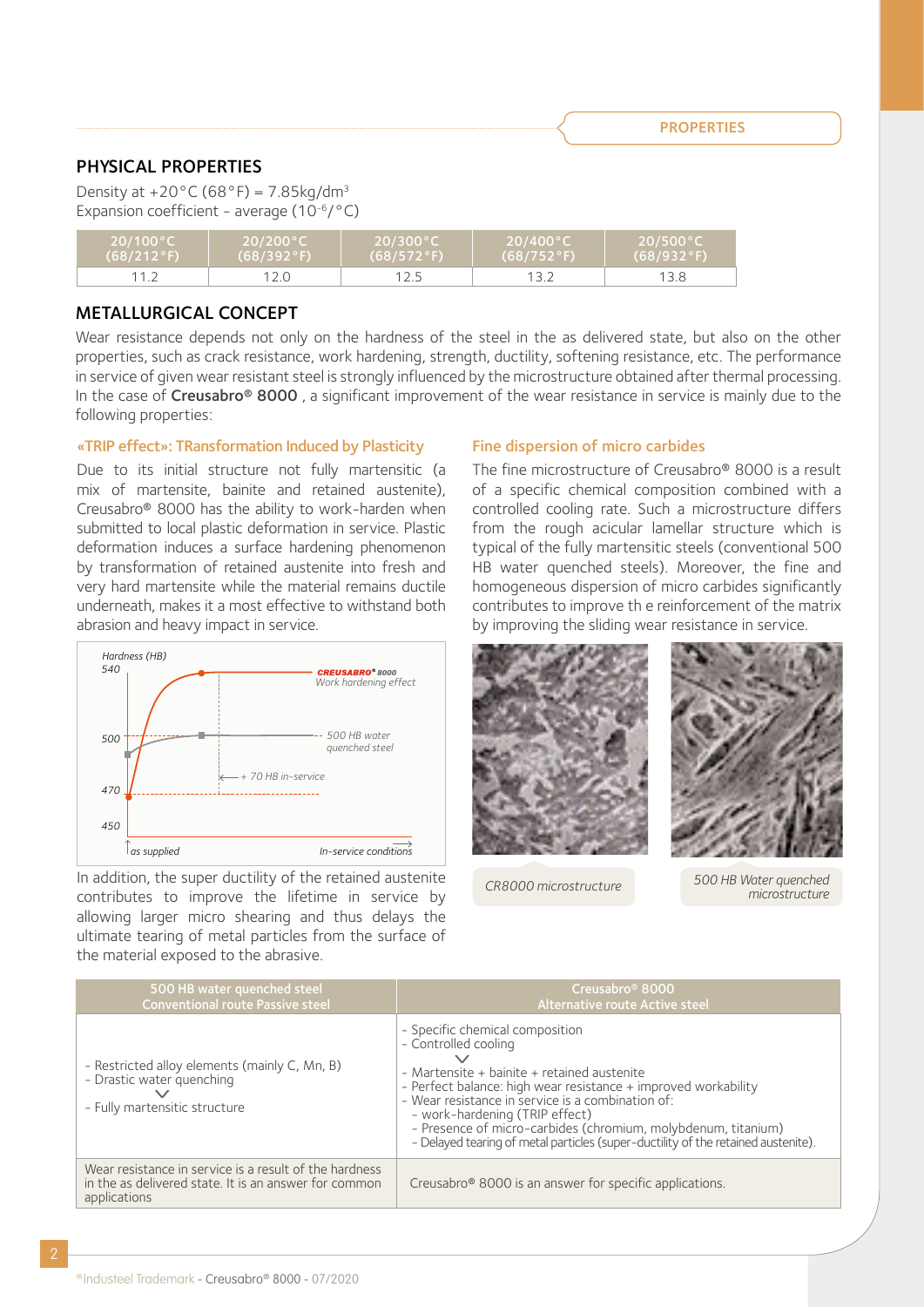## PHYSICAL PROPERTIES

Density at +20°C (68°F) = 7.85kg/dm³
Expansion coefficient - average ($10^{-6}$/°C)

| 20/100°C (68/212°F) | 20/200°C (68/392°F) | 20/300°C (68/572°F) | 20/400°C (68/752°F) | 20/500°C (68/932°F) |
|---|---|---|---|---|
| 11.2 | 12.0 | 12.5 | 13.2 | 13.8 |

## METALLURGICAL CONCEPT

Wear resistance depends not only on the hardness of the steel in the as delivered state, but also on the other properties, such as crack resistance, work hardening, strength, ductility, softening resistance, etc. The performance in service of given wear resistant steel is strongly influenced by the microstructure obtained after thermal processing. In the case of **Creusabro® 8000** , a significant improvement of the wear resistance in service is mainly due to the following properties:

### «TRIP effect»: TRansformation Induced by Plasticity

Due to its initial structure not fully martensitic (a mix of martensite, bainite and retained austenite), Creusabro® 8000 has the ability to work-harden when submitted to local plastic deformation in service. Plastic deformation induces a surface hardening phenomenon by transformation of retained austenite into fresh and very hard martensite while the material remains ductile underneath, makes it a most effective to withstand both abrasion and heavy impact in service.

Hardness (HB) — 540 / 500 / 470 / 450 — CREUSABRO® 8000 Work hardening effect — 500 HB water quenched steel — + 70 HB in-service — as supplied — In-service conditions

In addition, the super ductility of the retained austenite contributes to improve the lifetime in service by allowing larger micro shearing and thus delays the ultimate tearing of metal particles from the surface of the material exposed to the abrasive.

### Fine dispersion of micro carbides

The fine microstructure of Creusabro® 8000 is a result of a specific chemical composition combined with a controlled cooling rate. Such a microstructure differs from the rough acicular lamellar structure which is typical of the fully martensitic steels (conventional 500 HB water quenched steels). Moreover, the fine and homogeneous dispersion of micro carbides significantly contributes to improve th e reinforcement of the matrix by improving the sliding wear resistance in service.

*CR8000 microstructure*

*500 HB Water quenched microstructure*

| 500 HB water quenched steel Conventional route Passive steel | Creusabro® 8000 Alternative route Active steel |
|---|---|
| - Restricted alloy elements (mainly C, Mn, B)<br>- Drastic water quenching<br>∨<br>- Fully martensitic structure | - Specific chemical composition<br>- Controlled cooling<br>∨<br>- Martensite + bainite + retained austenite<br>- Perfect balance: high wear resistance + improved workability<br>- Wear resistance in service is a combination of:<br>- work-hardening (TRIP effect)<br>- Presence of micro-carbides (chromium, molybdenum, titanium)<br>- Delayed tearing of metal particles (super-ductility of the retained austenite). |
| Wear resistance in service is a result of the hardness in the as delivered state. It is an answer for common applications | Creusabro® 8000 is an answer for specific applications. |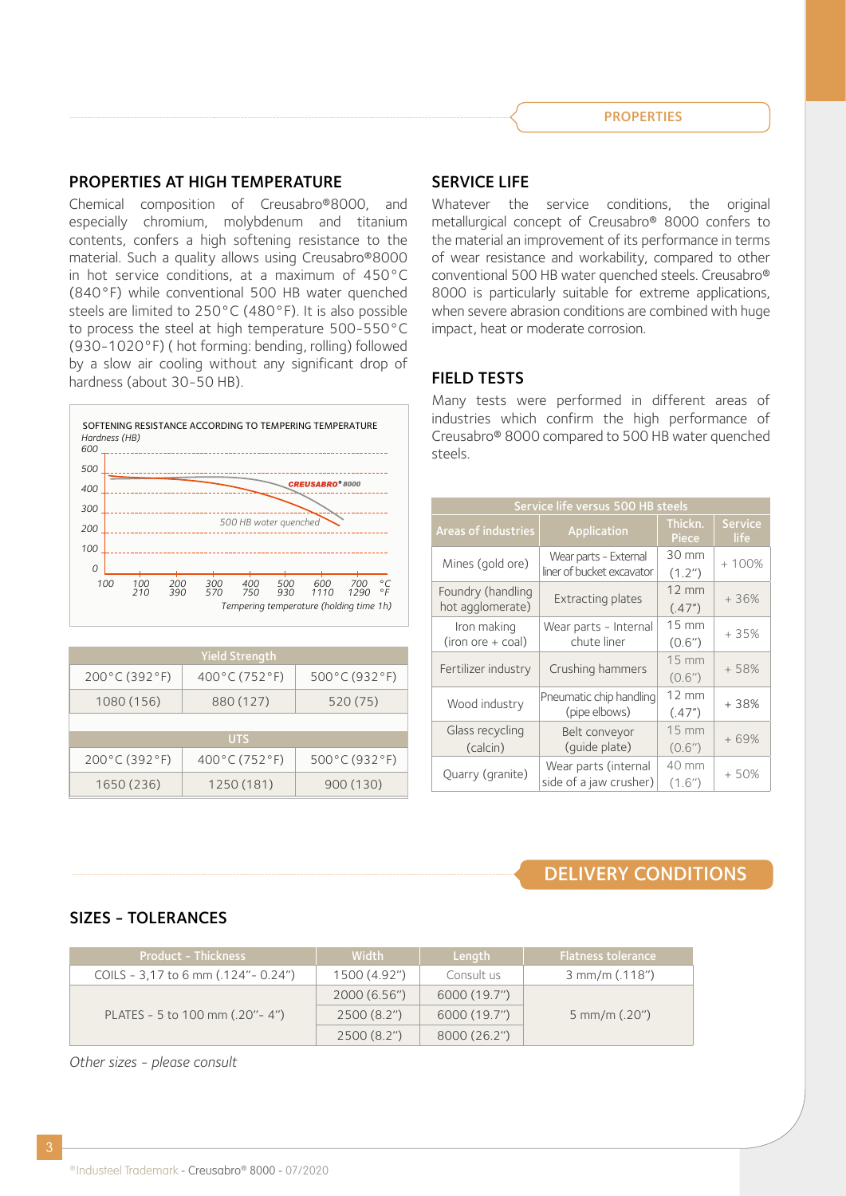## PROPERTIES

### PROPERTIES AT HIGH TEMPERATURE

Chemical composition of Creusabro®8000, and especially chromium, molybdenum and titanium contents, confers a high softening resistance to the material. Such a quality allows using Creusabro®8000 in hot service conditions, at a maximum of 450°C (840°F) while conventional 500 HB water quenched steels are limited to 250°C (480°F). It is also possible to process the steel at high temperature 500-550°C (930-1020°F) ( hot forming: bending, rolling) followed by a slow air cooling without any significant drop of hardness (about 30-50 HB).

SOFTENING RESISTANCE ACCORDING TO TEMPERING TEMPERATURE

*Hardness (HB)*: 600, 500, 400, 300, 200, 100, 0

CREUSABRO® 8000

500 HB water quenched

°C: 100, 200, 300, 400, 500, 600, 700
°F: 210, 390, 570, 750, 930, 1110, 1290

*Tempering temperature (holding time 1h)*

| Yield Strength | | |
|---|---|---|
| 200°C (392°F) | 400°C (752°F) | 500°C (932°F) |
| 1080 (156) | 880 (127) | 520 (75) |

| UTS | | |
|---|---|---|
| 200°C (392°F) | 400°C (752°F) | 500°C (932°F) |
| 1650 (236) | 1250 (181) | 900 (130) |

### SERVICE LIFE

Whatever the service conditions, the original metallurgical concept of Creusabro® 8000 confers to the material an improvement of its performance in terms of wear resistance and workability, compared to other conventional 500 HB water quenched steels. Creusabro® 8000 is particularly suitable for extreme applications, when severe abrasion conditions are combined with huge impact, heat or moderate corrosion.

### FIELD TESTS

Many tests were performed in different areas of industries which confirm the high performance of Creusabro® 8000 compared to 500 HB water quenched steels.

| Service life versus 500 HB steels | | | |
|---|---|---|---|
| Areas of industries | Application | Thickn. Piece | Service life |
| Mines (gold ore) | Wear parts - External liner of bucket excavator | 30 mm (1.2") | + 100% |
| Foundry (handling hot agglomerate) | Extracting plates | 12 mm (.47") | + 36% |
| Iron making (iron ore + coal) | Wear parts - Internal chute liner | 15 mm (0.6") | + 35% |
| Fertilizer industry | Crushing hammers | 15 mm (0.6") | + 58% |
| Wood industry | Pneumatic chip handling (pipe elbows) | 12 mm (.47") | + 38% |
| Glass recycling (calcin) | Belt conveyor (guide plate) | 15 mm (0.6") | + 69% |
| Quarry (granite) | Wear parts (internal side of a jaw crusher) | 40 mm (1.6") | + 50% |

## DELIVERY CONDITIONS

### SIZES - TOLERANCES

| Product - Thickness | Width | Length | Flatness tolerance |
|---|---|---|---|
| COILS - 3,17 to 6 mm (.124"- 0.24") | 1500 (4.92") | Consult us | 3 mm/m (.118") |
| PLATES - 5 to 100 mm (.20"- 4") | 2000 (6.56") | 6000 (19.7") | 5 mm/m (.20") |
| | 2500 (8.2") | 6000 (19.7") | |
| | 2500 (8.2") | 8000 (26.2") | |

*Other sizes - please consult*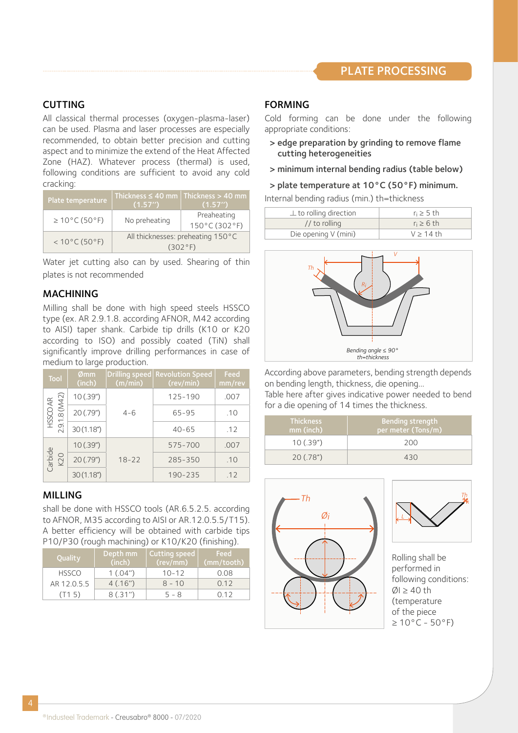## PLATE PROCESSING

### CUTTING

All classical thermal processes (oxygen-plasma-laser) can be used. Plasma and laser processes are especially recommended, to obtain better precision and cutting aspect and to minimize the extend of the Heat Affected Zone (HAZ). Whatever process (thermal) is used, following conditions are sufficient to avoid any cold cracking:

| Plate temperature | Thickness ≤ 40 mm (1.57") | Thickness > 40 mm (1.57") |
|---|---|---|
| ≥ 10°C (50°F) | No preheating | Preheating 150°C (302°F) |
| < 10°C (50°F) | All thicknesses: preheating 150°C (302°F) | |

Water jet cutting also can by used. Shearing of thin plates is not recommended

### MACHINING

Milling shall be done with high speed steels HSSCO type (ex. AR 2.9.1.8. according AFNOR, M42 according to AISI) taper shank. Carbide tip drills (K10 or K20 according to ISO) and possibly coated (TiN) shall significantly improve drilling performances in case of medium to large production.

| Tool | Ømm (inch) | Drilling speed (m/min) | Revolution Speed (rev/min) | Feed mm/rev |
|---|---|---|---|---|
| HSSCO AR 2.9.1.8 (M42) | 10 (.39") | 4 - 6 | 125-190 | .007 |
| | 20 (.79") | | 65-95 | .10 |
| | 30 (1.18") | | 40-65 | .12 |
| Carbide K20 | 10 (.39") | 18-22 | 575-700 | .007 |
| | 20 (.79") | | 285-350 | .10 |
| | 30 (1.18") | | 190-235 | .12 |

### MILLING

shall be done with HSSCO tools (AR.6.5.2.5. according to AFNOR, M35 according to AISI or AR.12.0.5.5/T15). A better efficiency will be obtained with carbide tips P10/P30 (rough machining) or K10/K20 (finishing).

| Quality | Depth mm (inch) | Cutting speed (rev/mm) | Feed (mm/tooth) |
|---|---|---|---|
| HSSCO AR 12.0.5.5 (T1 5) | 1 (.04") | 10-12 | 0.08 |
| | 4 (.16") | 8 - 10 | 0.12 |
| | 8 (.31") | 5 - 8 | 0.12 |

### FORMING

Cold forming can be done under the following appropriate conditions:

- **edge preparation by grinding to remove flame cutting heterogeneities**
- **minimum internal bending radius (table below)**
- **plate temperature at 10°C (50°F) minimum.**

Internal bending radius (min.) th=thickness

| | |
|---|---|
| ⊥ to rolling direction | $r_i \geq 5$ th |
| // to rolling | $r_i \geq 6$ th |
| Die opening V (mini) | V ≥ 14 th |

Th, V, $R_i$
Bending angle ≤ 90°
th=thickness

According above parameters, bending strength depends on bending length, thickness, die opening...
Table here after gives indicative power needed to bend for a die opening of 14 times the thickness.

| Thickness mm (inch) | Bending strength per meter (Tons/m) |
|---|---|
| 10 (.39") | 200 |
| 20 (.78") | 430 |

Th, Øi

Rolling shall be performed in following conditions:
ØI ≥ 40 th
(temperature of the piece ≥ 10°C - 50°F)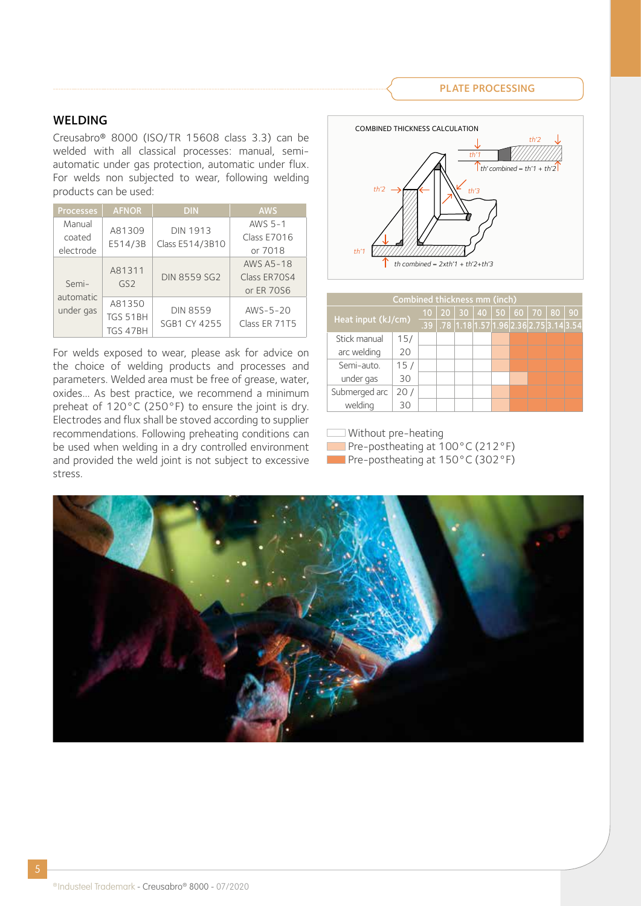## WELDING

Creusabro® 8000 (ISO/TR 15608 class 3.3) can be welded with all classical processes: manual, semi-automatic under gas protection, automatic under flux. For welds non subjected to wear, following welding products can be used:

| Processes | AFNOR | DIN | AWS |
|---|---|---|---|
| Manual coated electrode | A81309 E514/3B | DIN 1913 Class E514/3B10 | AWS 5-1 Class E7016 or 7018 |
| Semi-automatic under gas | A81311 GS2 | DIN 8559 SG2 | AWS A5-18 Class ER70S4 or ER 70S6 |
| | A81350 TGS 51BH TGS 47BH | DIN 8559 SGB1 CY 4255 | AWS-5-20 Class ER 71T5 |

For welds exposed to wear, please ask for advice on the choice of welding products and processes and parameters. Welded area must be free of grease, water, oxides… As best practice, we recommend a minimum preheat of 120°C (250°F) to ensure the joint is dry. Electrodes and flux shall be stoved according to supplier recommendations. Following preheating conditions can be used when welding in a dry controlled environment and provided the weld joint is not subject to excessive stress.

**COMBINED THICKNESS CALCULATION**

th' combined = th'1 + th'2

th combined = 2xth'1 + th'2+th'3

| Heat input (kJ/cm) | | Combined thickness mm (inch) | | | | | | | | |
|---|---|---|---|---|---|---|---|---|---|---|
| | | 10 (.39) | 20 (.78) | 30 (1.18) | 40 (1.57) | 50 (1.96) | 60 (2.36) | 70 (2.75) | 80 (3.14) | 90 (3.54) |
| Stick manual arc welding | 15 | Without | Without | Without | Without | 100°C | 150°C | 150°C | 150°C | 150°C |
| | 20 | Without | Without | Without | Without | 100°C | 150°C | 150°C | 150°C | 150°C |
| Semi-auto. under gas | 15 | Without | Without | Without | Without | 100°C | 150°C | 150°C | 150°C | 150°C |
| | 30 | Without | Without | Without | Without | Without | 100°C | 150°C | 150°C | 150°C |
| Submerged arc welding | 20 | Without | Without | Without | Without | 100°C | 150°C | 150°C | 150°C | 150°C |
| | 30 | Without | Without | Without | Without | 100°C | 150°C | 150°C | 150°C | 150°C |

- Without pre-heating
- Pre-postheating at 100°C (212°F)
- Pre-postheating at 150°C (302°F)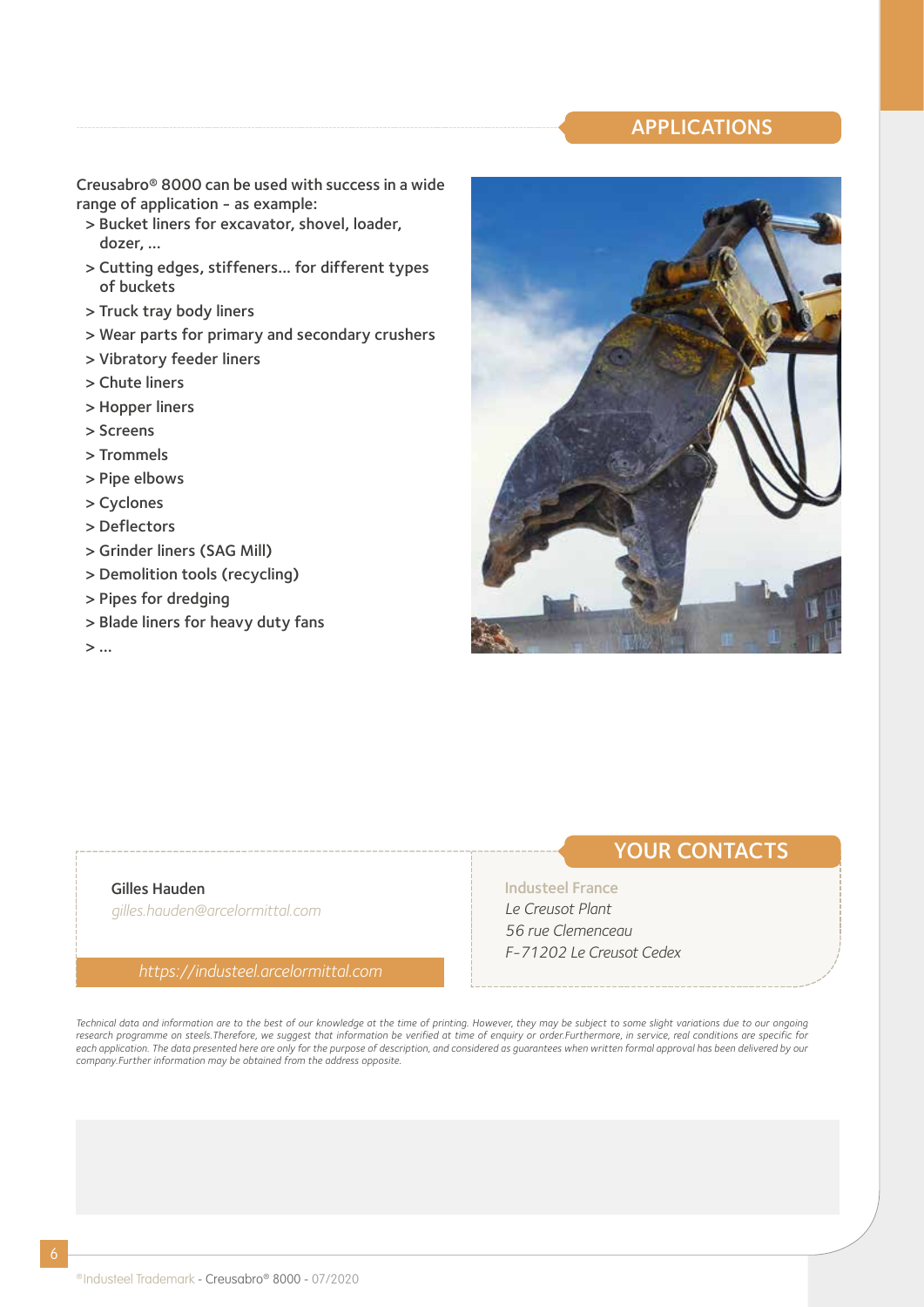## APPLICATIONS

Creusabro® 8000 can be used with success in a wide range of application - as example:

- > Bucket liners for excavator, shovel, loader, dozer, ...
- > Cutting edges, stiffeners... for different types of buckets
- > Truck tray body liners
- > Wear parts for primary and secondary crushers
- > Vibratory feeder liners
- > Chute liners
- > Hopper liners
- > Screens
- > Trommels
- > Pipe elbows
- > Cyclones
- > Deflectors
- > Grinder liners (SAG Mill)
- > Demolition tools (recycling)
- > Pipes for dredging
- > Blade liners for heavy duty fans
- > ...

## YOUR CONTACTS

**Gilles Hauden**
*gilles.hauden@arcelormittal.com*

*https://industeel.arcelormittal.com*

Industeel France
*Le Creusot Plant*
*56 rue Clemenceau*
*F-71202 Le Creusot Cedex*

*Technical data and information are to the best of our knowledge at the time of printing. However, they may be subject to some slight variations due to our ongoing research programme on steels.Therefore, we suggest that information be verified at time of enquiry or order.Furthermore, in service, real conditions are specific for each application. The data presented here are only for the purpose of description, and considered as guarantees when written formal approval has been delivered by our company.Further information may be obtained from the address opposite.*

®Industeel Trademark - Creusabro® 8000 - 07/2020